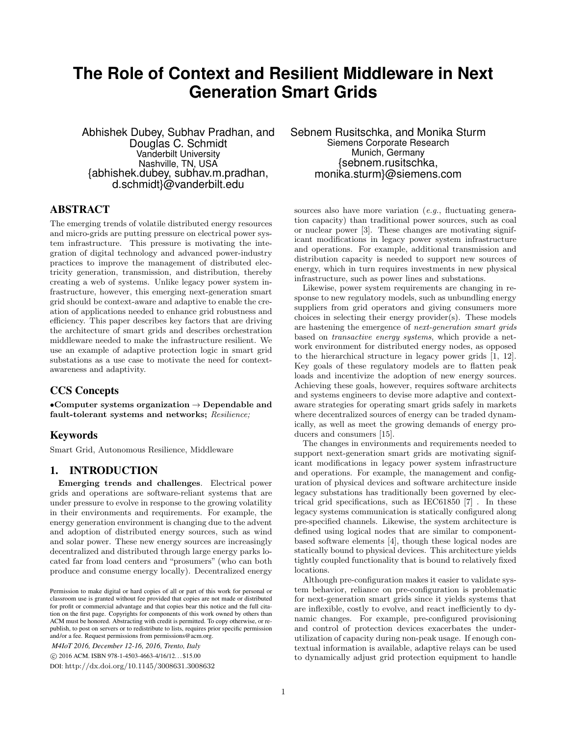# The Role of Context and Resilient Middleware in Next Generation Smart Grids

Abhishek Dubey, Subhav Pradhan, and Douglas C. Schmidt
Vanderbilt University
Nashville, TN, USA
{abhishek.dubey, subhav.m.pradhan, d.schmidt}@vanderbilt.edu

Sebnem Rusitschka, and Monika Sturm
Siemens Corporate Research
Munich, Germany
{sebnem.rusitschka, monika.sturm}@siemens.com

## ABSTRACT

The emerging trends of volatile distributed energy resources and micro-grids are putting pressure on electrical power system infrastructure. This pressure is motivating the integration of digital technology and advanced power-industry practices to improve the management of distributed electricity generation, transmission, and distribution, thereby creating a web of systems. Unlike legacy power system infrastructure, however, this emerging next-generation smart grid should be context-aware and adaptive to enable the creation of applications needed to enhance grid robustness and efficiency. This paper describes key factors that are driving the architecture of smart grids and describes orchestration middleware needed to make the infrastructure resilient. We use an example of adaptive protection logic in smart grid substations as a use case to motivate the need for context-awareness and adaptivity.

## CCS Concepts

•**Computer systems organization → Dependable and fault-tolerant systems and networks;** *Resilience;*

## Keywords

Smart Grid, Autonomous Resilience, Middleware

## 1. INTRODUCTION

**Emerging trends and challenges**. Electrical power grids and operations are software-reliant systems that are under pressure to evolve in response to the growing volatility in their environments and requirements. For example, the energy generation environment is changing due to the advent and adoption of distributed energy sources, such as wind and solar power. These new energy sources are increasingly decentralized and distributed through large energy parks located far from load centers and "prosumers" (who can both produce and consume energy locally). Decentralized energy sources also have more variation (*e.g.*, fluctuating generation capacity) than traditional power sources, such as coal or nuclear power [3]. These changes are motivating significant modifications in legacy power system infrastructure and operations. For example, additional transmission and distribution capacity is needed to support new sources of energy, which in turn requires investments in new physical infrastructure, such as power lines and substations.

Likewise, power system requirements are changing in response to new regulatory models, such as unbundling energy suppliers from grid operators and giving consumers more choices in selecting their energy provider(s). These models are hastening the emergence of *next-generation smart grids* based on *transactive energy systems*, which provide a network environment for distributed energy nodes, as opposed to the hierarchical structure in legacy power grids [1, 12]. Key goals of these regulatory models are to flatten peak loads and incentivize the adoption of new energy sources. Achieving these goals, however, requires software architects and systems engineers to devise more adaptive and context-aware strategies for operating smart grids safely in markets where decentralized sources of energy can be traded dynamically, as well as meet the growing demands of energy producers and consumers [15].

The changes in environments and requirements needed to support next-generation smart grids are motivating significant modifications in legacy power system infrastructure and operations. For example, the management and configuration of physical devices and software architecture inside legacy substations has traditionally been governed by electrical grid specifications, such as IEC61850 [7] . In these legacy systems communication is statically configured along pre-specified channels. Likewise, the system architecture is defined using logical nodes that are similar to component-based software elements [4], though these logical nodes are statically bound to physical devices. This architecture yields tightly coupled functionality that is bound to relatively fixed locations.

Although pre-configuration makes it easier to validate system behavior, reliance on pre-configuration is problematic for next-generation smart grids since it yields systems that are inflexible, costly to evolve, and react inefficiently to dynamic changes. For example, pre-configured provisioning and control of protection devices exacerbates the underutilization of capacity during non-peak usage. If enough contextual information is available, adaptive relays can be used to dynamically adjust grid protection equipment to handle

Permission to make digital or hard copies of all or part of this work for personal or classroom use is granted without fee provided that copies are not made or distributed for profit or commercial advantage and that copies bear this notice and the full citation on the first page. Copyrights for components of this work owned by others than ACM must be honored. Abstracting with credit is permitted. To copy otherwise, or republish, to post on servers or to redistribute to lists, requires prior specific permission and/or a fee. Request permissions from permissions@acm.org.

*M4IoT 2016, December 12-16, 2016, Trento, Italy*
© 2016 ACM. ISBN 978-1-4503-4663-4/16/12...$15.00
DOI: http://dx.doi.org/10.1145/3008631.3008632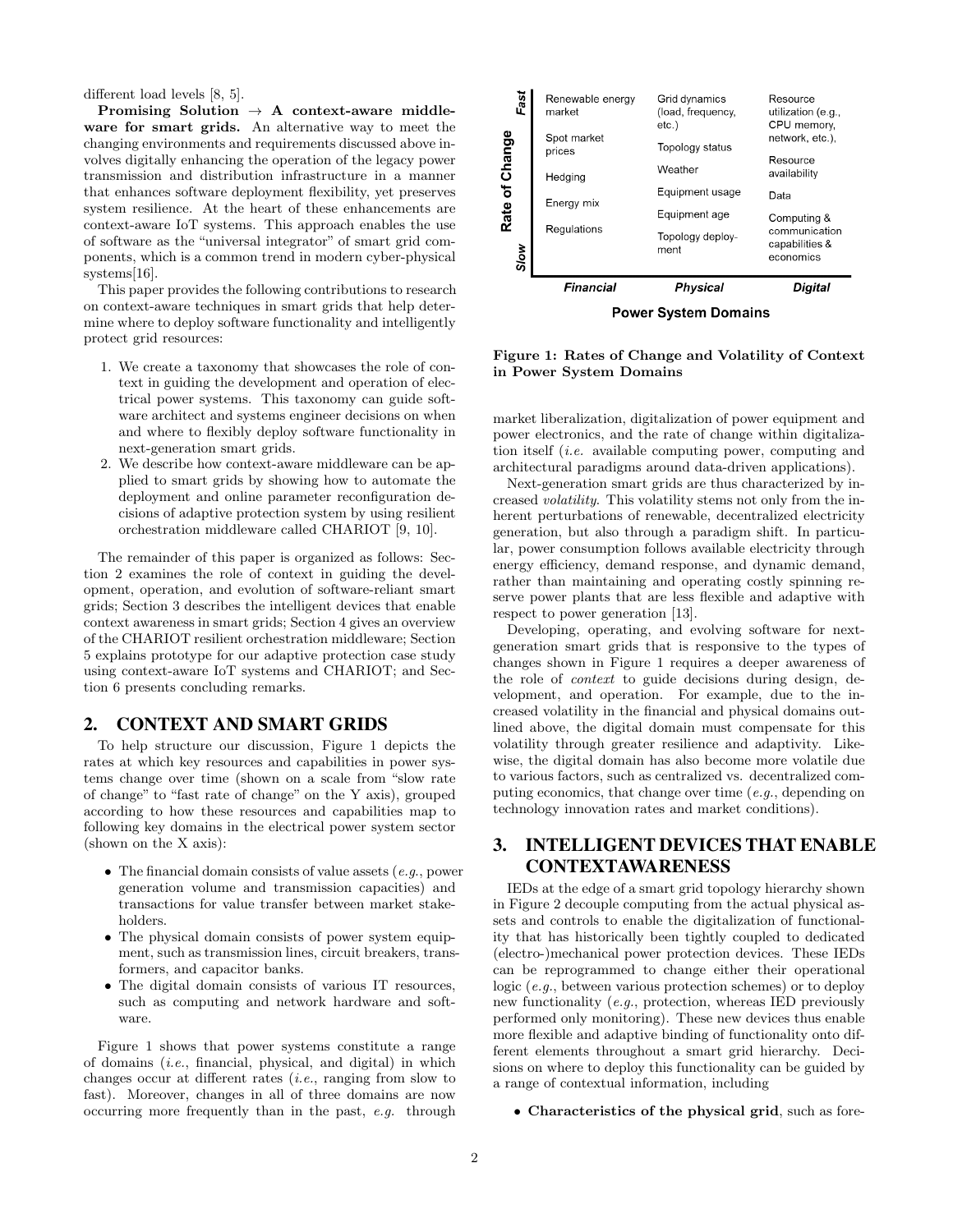different load levels [8, 5].

**Promising Solution → A context-aware middleware for smart grids.** An alternative way to meet the changing environments and requirements discussed above involves digitally enhancing the operation of the legacy power transmission and distribution infrastructure in a manner that enhances software deployment flexibility, yet preserves system resilience. At the heart of these enhancements are context-aware IoT systems. This approach enables the use of software as the "universal integrator" of smart grid components, which is a common trend in modern cyber-physical systems[16].

This paper provides the following contributions to research on context-aware techniques in smart grids that help determine where to deploy software functionality and intelligently protect grid resources:

1. We create a taxonomy that showcases the role of context in guiding the development and operation of electrical power systems. This taxonomy can guide software architect and systems engineer decisions on when and where to flexibly deploy software functionality in next-generation smart grids.
2. We describe how context-aware middleware can be applied to smart grids by showing how to automate the deployment and online parameter reconfiguration decisions of adaptive protection system by using resilient orchestration middleware called CHARIOT [9, 10].

The remainder of this paper is organized as follows: Section 2 examines the role of context in guiding the development, operation, and evolution of software-reliant smart grids; Section 3 describes the intelligent devices that enable context awareness in smart grids; Section 4 gives an overview of the CHARIOT resilient orchestration middleware; Section 5 explains prototype for our adaptive protection case study using context-aware IoT systems and CHARIOT; and Section 6 presents concluding remarks.

## 2. CONTEXT AND SMART GRIDS

To help structure our discussion, Figure 1 depicts the rates at which key resources and capabilities in power systems change over time (shown on a scale from "slow rate of change" to "fast rate of change" on the Y axis), grouped according to how these resources and capabilities map to following key domains in the electrical power system sector (shown on the X axis):

- The financial domain consists of value assets (*e.g.*, power generation volume and transmission capacities) and transactions for value transfer between market stakeholders.
- The physical domain consists of power system equipment, such as transmission lines, circuit breakers, transformers, and capacitor banks.
- The digital domain consists of various IT resources, such as computing and network hardware and software.

Figure 1 shows that power systems constitute a range of domains (*i.e.*, financial, physical, and digital) in which changes occur at different rates (*i.e.*, ranging from slow to fast). Moreover, changes in all of three domains are now occurring more frequently than in the past, *e.g.* through

| Rate of Change (Fast → Slow) | Financial | Physical | Digital |
|---|---|---|---|
| Fast | Renewable energy market | Grid dynamics (load, frequency, etc.) | Resource utilization (e.g., CPU memory, network, etc.), |
| | Spot market prices | Topology status | Resource availability |
| | Hedging | Weather | Data |
| | Energy mix | Equipment usage | |
| | Regulations | Equipment age | Computing & communication capabilities & economics |
| Slow | | Topology deployment | |

Power System Domains

**Figure 1: Rates of Change and Volatility of Context in Power System Domains**

market liberalization, digitalization of power equipment and power electronics, and the rate of change within digitalization itself (*i.e.* available computing power, computing and architectural paradigms around data-driven applications).

Next-generation smart grids are thus characterized by increased *volatility*. This volatility stems not only from the inherent perturbations of renewable, decentralized electricity generation, but also through a paradigm shift. In particular, power consumption follows available electricity through energy efficiency, demand response, and dynamic demand, rather than maintaining and operating costly spinning reserve power plants that are less flexible and adaptive with respect to power generation [13].

Developing, operating, and evolving software for next-generation smart grids that is responsive to the types of changes shown in Figure 1 requires a deeper awareness of the role of *context* to guide decisions during design, development, and operation. For example, due to the increased volatility in the financial and physical domains outlined above, the digital domain must compensate for this volatility through greater resilience and adaptivity. Likewise, the digital domain has also become more volatile due to various factors, such as centralized vs. decentralized computing economics, that change over time (*e.g.*, depending on technology innovation rates and market conditions).

## 3. INTELLIGENT DEVICES THAT ENABLE CONTEXTAWARENESS

IEDs at the edge of a smart grid topology hierarchy shown in Figure 2 decouple computing from the actual physical assets and controls to enable the digitalization of functionality that has historically been tightly coupled to dedicated (electro-)mechanical power protection devices. These IEDs can be reprogrammed to change either their operational logic (*e.g.*, between various protection schemes) or to deploy new functionality (*e.g.*, protection, whereas IED previously performed only monitoring). These new devices thus enable more flexible and adaptive binding of functionality onto different elements throughout a smart grid hierarchy. Decisions on where to deploy this functionality can be guided by a range of contextual information, including

- **Characteristics of the physical grid**, such as fore-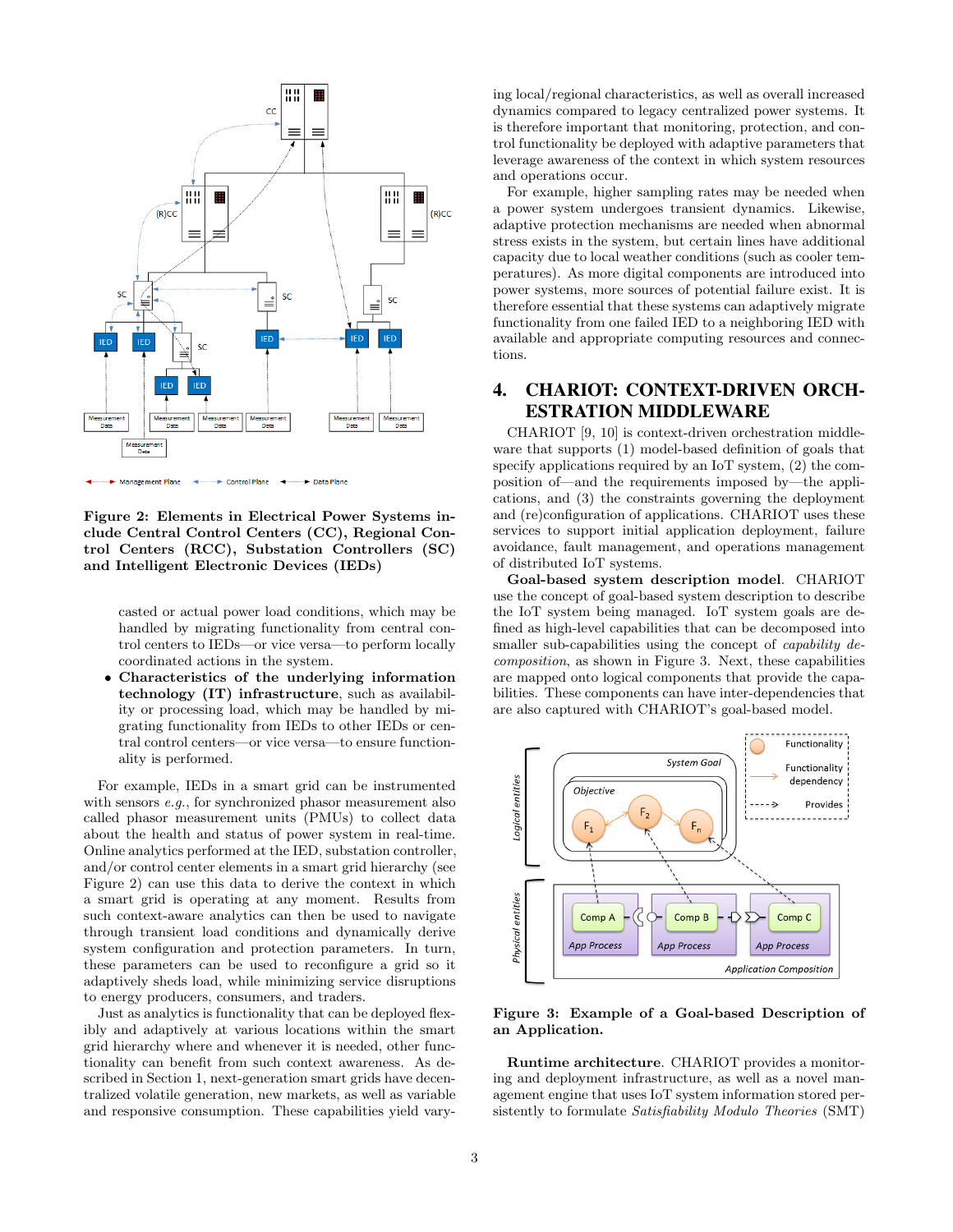Figure 2: Elements in Electrical Power Systems include Central Control Centers (CC), Regional Control Centers (RCC), Substation Controllers (SC) and Intelligent Electronic Devices (IEDs)

casted or actual power load conditions, which may be handled by migrating functionality from central control centers to IEDs—or vice versa—to perform locally coordinated actions in the system.

- **Characteristics of the underlying information technology (IT) infrastructure**, such as availability or processing load, which may be handled by migrating functionality from IEDs to other IEDs or central control centers—or vice versa—to ensure functionality is performed.

For example, IEDs in a smart grid can be instrumented with sensors *e.g.*, for synchronized phasor measurement also called phasor measurement units (PMUs) to collect data about the health and status of power system in real-time. Online analytics performed at the IED, substation controller, and/or control center elements in a smart grid hierarchy (see Figure 2) can use this data to derive the context in which a smart grid is operating at any moment. Results from such context-aware analytics can then be used to navigate through transient load conditions and dynamically derive system configuration and protection parameters. In turn, these parameters can be used to reconfigure a grid so it adaptively sheds load, while minimizing service disruptions to energy producers, consumers, and traders.

Just as analytics is functionality that can be deployed flexibly and adaptively at various locations within the smart grid hierarchy where and whenever it is needed, other functionality can benefit from such context awareness. As described in Section 1, next-generation smart grids have decentralized volatile generation, new markets, as well as variable and responsive consumption. These capabilities yield varying local/regional characteristics, as well as overall increased dynamics compared to legacy centralized power systems. It is therefore important that monitoring, protection, and control functionality be deployed with adaptive parameters that leverage awareness of the context in which system resources and operations occur.

For example, higher sampling rates may be needed when a power system undergoes transient dynamics. Likewise, adaptive protection mechanisms are needed when abnormal stress exists in the system, but certain lines have additional capacity due to local weather conditions (such as cooler temperatures). As more digital components are introduced into power systems, more sources of potential failure exist. It is therefore essential that these systems can adaptively migrate functionality from one failed IED to a neighboring IED with available and appropriate computing resources and connections.

# 4. CHARIOT: CONTEXT-DRIVEN ORCHESTRATION MIDDLEWARE

CHARIOT [9, 10] is context-driven orchestration middleware that supports (1) model-based definition of goals that specify applications required by an IoT system, (2) the composition of—and the requirements imposed by—the applications, and (3) the constraints governing the deployment and (re)configuration of applications. CHARIOT uses these services to support initial application deployment, failure avoidance, fault management, and operations management of distributed IoT systems.

**Goal-based system description model**. CHARIOT use the concept of goal-based system description to describe the IoT system being managed. IoT system goals are defined as high-level capabilities that can be decomposed into smaller sub-capabilities using the concept of *capability decomposition*, as shown in Figure 3. Next, these capabilities are mapped onto logical components that provide the capabilities. These components can have inter-dependencies that are also captured with CHARIOT's goal-based model.

Figure 3: Example of a Goal-based Description of an Application.

**Runtime architecture**. CHARIOT provides a monitoring and deployment infrastructure, as well as a novel management engine that uses IoT system information stored persistently to formulate *Satisfiability Modulo Theories* (SMT)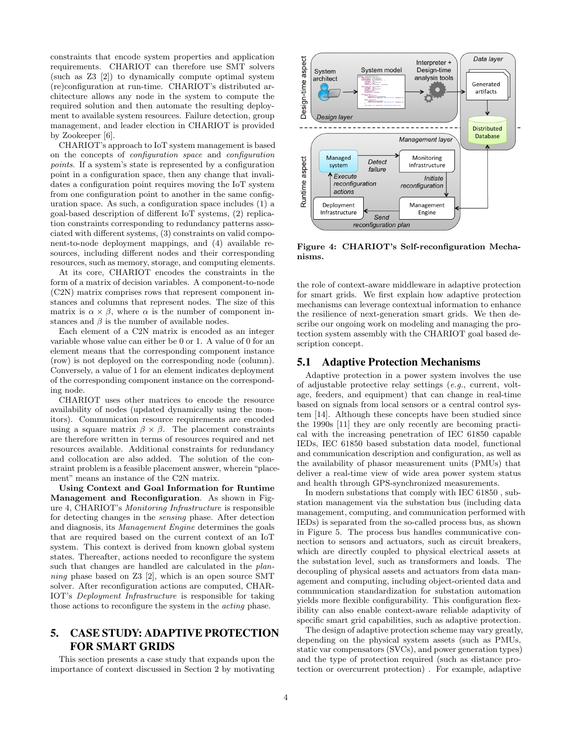constraints that encode system properties and application requirements. CHARIOT can therefore use SMT solvers (such as Z3 [2]) to dynamically compute optimal system (re)configuration at run-time. CHARIOT's distributed architecture allows any node in the system to compute the required solution and then automate the resulting deployment to available system resources. Failure detection, group management, and leader election in CHARIOT is provided by Zookeeper [6].

CHARIOT's approach to IoT system management is based on the concepts of *configuration space* and *configuration points*. If a system's state is represented by a configuration point in a configuration space, then any change that invalidates a configuration point requires moving the IoT system from one configuration point to another in the same configuration space. As such, a configuration space includes (1) a goal-based description of different IoT systems, (2) replication constraints corresponding to redundancy patterns associated with different systems, (3) constraints on valid component-to-node deployment mappings, and (4) available resources, including different nodes and their corresponding resources, such as memory, storage, and computing elements.

At its core, CHARIOT encodes the constraints in the form of a matrix of decision variables. A component-to-node (C2N) matrix comprises rows that represent component instances and columns that represent nodes. The size of this matrix is $\alpha \times \beta$, where $\alpha$ is the number of component instances and $\beta$ is the number of available nodes.

Each element of a C2N matrix is encoded as an integer variable whose value can either be 0 or 1. A value of 0 for an element means that the corresponding component instance (row) is not deployed on the corresponding node (column). Conversely, a value of 1 for an element indicates deployment of the corresponding component instance on the corresponding node.

CHARIOT uses other matrices to encode the resource availability of nodes (updated dynamically using the monitors). Communication resource requirements are encoded using a square matrix $\beta \times \beta$. The placement constraints are therefore written in terms of resources required and net resources available. Additional constraints for redundancy and collocation are also added. The solution of the constraint problem is a feasible placement answer, wherein "placement" means an instance of the C2N matrix.

**Using Context and Goal Information for Runtime Management and Reconfiguration**. As shown in Figure 4, CHARIOT's *Monitoring Infrastructure* is responsible for detecting changes in the *sensing* phase. After detection and diagnosis, its *Management Engine* determines the goals that are required based on the current context of an IoT system. This context is derived from known global system states. Thereafter, actions needed to reconfigure the system such that changes are handled are calculated in the *planning* phase based on Z3 [2], which is an open source SMT solver. After reconfiguration actions are computed, CHARIOT's *Deployment Infrastructure* is responsible for taking those actions to reconfigure the system in the *acting* phase.

**Figure 4: CHARIOT's Self-reconfiguration Mechanisms.**

# 5. CASE STUDY: ADAPTIVE PROTECTION FOR SMART GRIDS

This section presents a case study that expands upon the importance of context discussed in Section 2 by motivating the role of context-aware middleware in adaptive protection for smart grids. We first explain how adaptive protection mechanisms can leverage contextual information to enhance the resilience of next-generation smart grids. We then describe our ongoing work on modeling and managing the protection system assembly with the CHARIOT goal based description concept.

## 5.1 Adaptive Protection Mechanisms

Adaptive protection in a power system involves the use of adjustable protective relay settings (*e.g.*, current, voltage, feeders, and equipment) that can change in real-time based on signals from local sensors or a central control system [14]. Although these concepts have been studied since the 1990s [11] they are only recently are becoming practical with the increasing penetration of IEC 61850 capable IEDs, IEC 61850 based substation data model, functional and communication description and configuration, as well as the availability of phasor measurement units (PMUs) that deliver a real-time view of wide area power system status and health through GPS-synchronized measurements.

In modern substations that comply with IEC 61850 , substation management via the substation bus (including data management, computing, and communication performed with IEDs) is separated from the so-called process bus, as shown in Figure 5. The process bus handles communicative connection to sensors and actuators, such as circuit breakers, which are directly coupled to physical electrical assets at the substation level, such as transformers and loads. The decoupling of physical assets and actuators from data management and computing, including object-oriented data and communication standardization for substation automation yields more flexible configurability. This configuration flexibility can also enable context-aware reliable adaptivity of specific smart grid capabilities, such as adaptive protection.

The design of adaptive protection scheme may vary greatly, depending on the physical system assets (such as PMUs, static var compensators (SVCs), and power generation types) and the type of protection required (such as distance protection or overcurrent protection) . For example, adaptive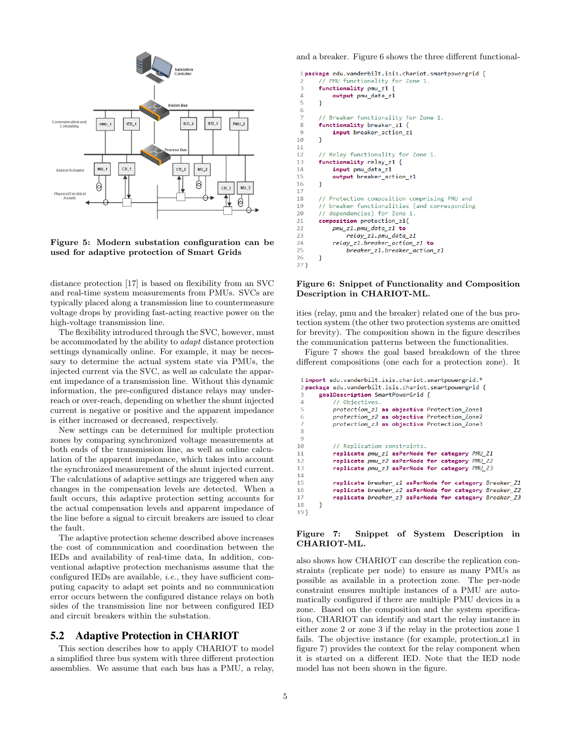Figure 5: Modern substation configuration can be used for adaptive protection of Smart Grids

distance protection [17] is based on flexibility from an SVC and real-time system measurements from PMUs. SVCs are typically placed along a transmission line to countermeasure voltage drops by providing fast-acting reactive power on the high-voltage transmission line.

The flexibility introduced through the SVC, however, must be accommodated by the ability to *adapt* distance protection settings dynamically online. For example, it may be necessary to determine the actual system state via PMUs, the injected current via the SVC, as well as calculate the apparent impedance of a transmission line. Without this dynamic information, the pre-configured distance relays may under-reach or over-reach, depending on whether the shunt injected current is negative or positive and the apparent impedance is either increased or decreased, respectively.

New settings can be determined for multiple protection zones by comparing synchronized voltage measurements at both ends of the transmission line, as well as online calculation of the apparent impedance, which takes into account the synchronized measurement of the shunt injected current. The calculations of adaptive settings are triggered when any changes in the compensation levels are detected. When a fault occurs, this adaptive protection setting accounts for the actual compensation levels and apparent impedance of the line before a signal to circuit breakers are issued to clear the fault.

The adaptive protection scheme described above increases the cost of communication and coordination between the IEDs and availability of real-time data, In addition, conventional adaptive protection mechanisms assume that the configured IEDs are available, *i.e.*, they have sufficient computing capacity to adapt set points and no communication error occurs between the configured distance relays on both sides of the transmission line nor between configured IED and circuit breakers within the substation.

## 5.2 Adaptive Protection in CHARIOT

This section describes how to apply CHARIOT to model a simplified three bus system with three different protection assemblies. We assume that each bus has a PMU, a relay, and a breaker. Figure 6 shows the three different functionalities (relay, pmu and the breaker) related one of the bus protection system (the other two protection systems are omitted for brevity). The composition shown in the figure describes the communication patterns between the functionalities.

```
package edu.vanderbilt.isis.chariot.smartpowergrid {
    // PMU functionality for Zone 1.
    functionality pmu_z1 {
        output pmu_data_z1
    }

    // Breaker functionality for Zone 1.
    functionality breaker_z1 {
        input breaker_action_z1
    }

    // Relay functionality for Zone 1.
    functionality relay_z1 {
        input pmu_data_z1
        output breaker_action_z1
    }

    // Protection composition comprising PMU and
    // breaker functionalities (and corresponding
    // dependencies) for Zone 1.
    composition protection_z1{
        pmu_z1.pmu_data_z1 to
            relay_z1.pmu_data_z1
        relay_z1.breaker_action_z1 to
            breaker_z1.breaker_action_z1
    }
}
```

Figure 6: Snippet of Functionality and Composition Description in CHARIOT-ML.

Figure 7 shows the goal based breakdown of the three different compositions (one each for a protection zone). It also shows how CHARIOT can describe the replication constraints (replicate per node) to ensure as many PMUs as possible as available in a protection zone. The per-node constraint ensures multiple instances of a PMU are automatically configured if there are multiple PMU devices in a zone. Based on the composition and the system specification, CHARIOT can identify and start the relay instance in either zone 2 or zone 3 if the relay in the protection zone 1 fails. The objective instance (for example, protection_z1 in figure 7) provides the context for the relay component when it is started on a different IED. Note that the IED node model has not been shown in the figure.

```
import edu.vanderbilt.isis.chariot.smartpowergrid.*
package edu.vanderbilt.isis.chariot.smartpowergrid {
    goalDescription SmartPowerGrid {
        // Objectives.
        protection_z1 as objective Protection_Zone1
        protection_z2 as objective Protection_Zone2
        protection_z3 as objective Protection_Zone3


        // Replication constraints.
        replicate pmu_z1 asPerNode for category PMU_Z1
        replicate pmu_z2 asPerNode for category PMU_Z2
        replicate pmu_z3 asPerNode for category PMU_Z3

        replicate breaker_z1 asPerNode for category Breaker_Z1
        replicate breaker_z2 asPerNode for category Breaker_Z2
        replicate breaker_z3 asPerNode for category Breaker_Z3
    }
}
```

Figure 7: Snippet of System Description in CHARIOT-ML.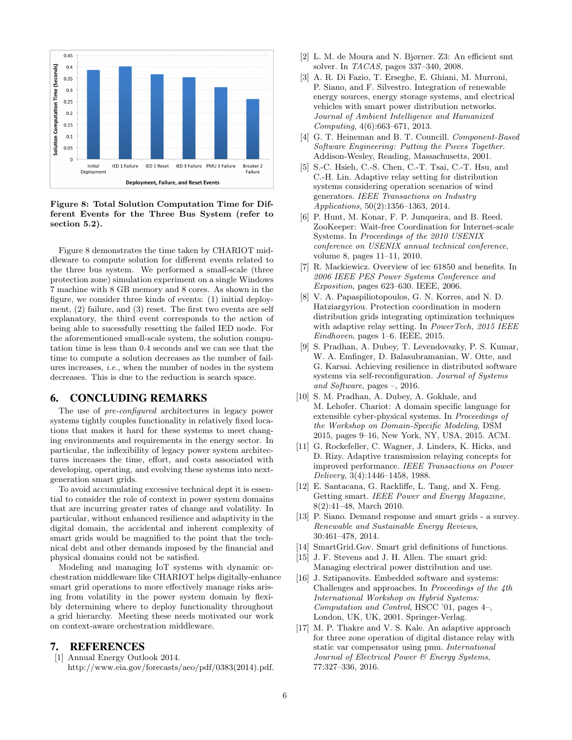0.45
0.4
0.35
0.3
0.25
0.2
0.15
0.1
0.05
0

Solution Computation Time (Seconds)

Initial Deployment
IED 1 Failure
IED 1 Reset
IED 3 Failure
PMU 3 Failure
Breaker 2 Failure

Deployment, Failure, and Reset Events

**Figure 8: Total Solution Computation Time for Different Events for the Three Bus System (refer to section 5.2).**

Figure 8 demonstrates the time taken by CHARIOT middleware to compute solution for different events related to the three bus system. We performed a small-scale (three protection zone) simulation experiment on a single Windows 7 machine with 8 GB memory and 8 cores. As shown in the figure, we consider three kinds of events: (1) initial deployment, (2) failure, and (3) reset. The first two events are self explanatory, the third event corresponds to the action of being able to sucessfully resetting the failed IED node. For the aforementioned small-scale system, the solution computation time is less than 0.4 seconds and we can see that the time to compute a solution decreases as the number of failures increases, *i.e.*, when the number of nodes in the system decreases. This is due to the reduction is search space.

## 6. CONCLUDING REMARKS

The use of *pre-configured* architectures in legacy power systems tightly couples functionality in relatively fixed locations that makes it hard for these systems to meet changing environments and requirements in the energy sector. In particular, the inflexibility of legacy power system architectures increases the time, effort, and costs associated with developing, operating, and evolving these systems into next-generation smart grids.

To avoid accumulating excessive technical dept it is essential to consider the role of context in power system domains that are incurring greater rates of change and volatility. In particular, without enhanced resilience and adaptivity in the digital domain, the accidental and inherent complexity of smart grids would be magnified to the point that the technical debt and other demands imposed by the financial and physical domains could not be satisfied.

Modeling and managing IoT systems with dynamic orchestration middleware like CHARIOT helps digitally-enhance smart grid operations to more effectively manage risks arising from volatility in the power system domain by flexibly determining where to deploy functionality throughout a grid hierarchy. Meeting these needs motivated our work on context-aware orchestration middleware.

## 7. REFERENCES

[1] Annual Energy Outlook 2014. http://www.eia.gov/forecasts/aeo/pdf/0383(2014).pdf.

[2] L. M. de Moura and N. Bjørner. Z3: An efficient smt solver. In *TACAS*, pages 337–340, 2008.

[3] A. R. Di Fazio, T. Erseghe, E. Ghiani, M. Murroni, P. Siano, and F. Silvestro. Integration of renewable energy sources, energy storage systems, and electrical vehicles with smart power distribution networks. *Journal of Ambient Intelligence and Humanized Computing*, 4(6):663–671, 2013.

[4] G. T. Heineman and B. T. Councill. *Component-Based Software Engineering: Putting the Pieces Together*. Addison-Wesley, Reading, Massachusetts, 2001.

[5] S.-C. Hsieh, C.-S. Chen, C.-T. Tsai, C.-T. Hsu, and C.-H. Lin. Adaptive relay setting for distribution systems considering operation scenarios of wind generators. *IEEE Transactions on Industry Applications*, 50(2):1356–1363, 2014.

[6] P. Hunt, M. Konar, F. P. Junqueira, and B. Reed. ZooKeeper: Wait-free Coordination for Internet-scale Systems. In *Proceedings of the 2010 USENIX conference on USENIX annual technical conference*, volume 8, pages 11–11, 2010.

[7] R. Mackiewicz. Overview of iec 61850 and benefits. In *2006 IEEE PES Power Systems Conference and Exposition*, pages 623–630. IEEE, 2006.

[8] V. A. Papaspiliotopoulos, G. N. Korres, and N. D. Hatziargyriou. Protection coordination in modern distribution grids integrating optimization techniques with adaptive relay setting. In *PowerTech, 2015 IEEE Eindhoven*, pages 1–6. IEEE, 2015.

[9] S. Pradhan, A. Dubey, T. Levendovszky, P. S. Kumar, W. A. Emfinger, D. Balasubramanian, W. Otte, and G. Karsai. Achieving resilience in distributed software systems via self-reconfiguration. *Journal of Systems and Software*, pages –, 2016.

[10] S. M. Pradhan, A. Dubey, A. Gokhale, and M. Lehofer. Chariot: A domain specific language for extensible cyber-physical systems. In *Proceedings of the Workshop on Domain-Specific Modeling*, DSM 2015, pages 9–16, New York, NY, USA, 2015. ACM.

[11] G. Rockefeller, C. Wagner, J. Linders, K. Hicks, and D. Rizy. Adaptive transmission relaying concepts for improved performance. *IEEE Transactions on Power Delivery*, 3(4):1446–1458, 1988.

[12] E. Santacana, G. Rackliffe, L. Tang, and X. Feng. Getting smart. *IEEE Power and Energy Magazine*, 8(2):41–48, March 2010.

[13] P. Siano. Demand response and smart grids - a survey. *Renewable and Sustainable Energy Reviews*, 30:461–478, 2014.

[14] SmartGrid.Gov. Smart grid definitions of functions.

[15] J. F. Stevens and J. H. Allen. The smart grid: Managing electrical power distribution and use.

[16] J. Sztipanovits. Embedded software and systems: Challenges and approaches. In *Proceedings of the 4th International Workshop on Hybrid Systems: Computation and Control*, HSCC '01, pages 4–, London, UK, UK, 2001. Springer-Verlag.

[17] M. P. Thakre and V. S. Kale. An adaptive approach for three zone operation of digital distance relay with static var compensator using pmu. *International Journal of Electrical Power & Energy Systems*, 77:327–336, 2016.